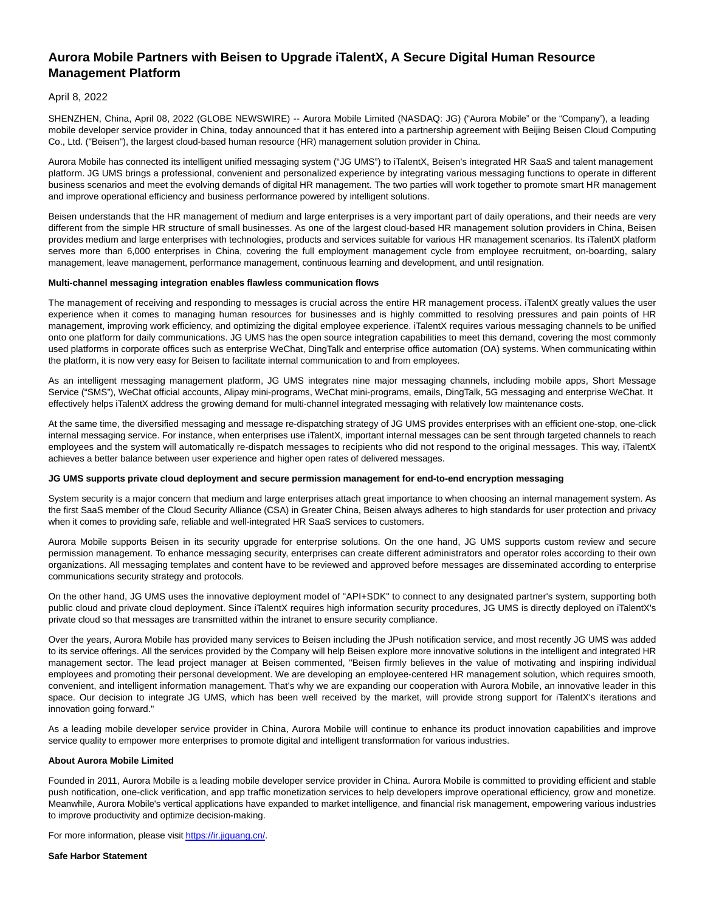# Aurora Mobile Partners with Beisen to Upgrade iTalentX, A Secure Digital Human Resource Management Platform

April 8, 2022

SHENZHEN, China, April 08, 2022 (GLOBE NEWSWIRE) -- Aurora Mobile Limited (NASDAQ: JG) ("Aurora Mobile" or the "Company"), a leading mobile developer service provider in China, today announced that it has entered into a partnership agreement with Beijing Beisen Cloud Computing Co., Ltd. ("Beisen"), the largest cloud-based human resource (HR) management solution provider in China.

Aurora Mobile has connected its intelligent unified messaging system ("JG UMS") to iTalentX, Beisen's integrated HR SaaS and talent management platform. JG UMS brings a professional, convenient and personalized experience by integrating various messaging functions to operate in different business scenarios and meet the evolving demands of digital HR management. The two parties will work together to promote smart HR management and improve operational efficiency and business performance powered by intelligent solutions.

Beisen understands that the HR management of medium and large enterprises is a very important part of daily operations, and their needs are very different from the simple HR structure of small businesses. As one of the largest cloud-based HR management solution providers in China, Beisen provides medium and large enterprises with technologies, products and services suitable for various HR management scenarios. Its iTalentX platform serves more than 6,000 enterprises in China, covering the full employment management cycle from employee recruitment, on-boarding, salary management, leave management, performance management, continuous learning and development, and until resignation.

**Multi-channel messaging integration enables flawless communication flows**

The management of receiving and responding to messages is crucial across the entire HR management process. iTalentX greatly values the user experience when it comes to managing human resources for businesses and is highly committed to resolving pressures and pain points of HR management, improving work efficiency, and optimizing the digital employee experience. iTalentX requires various messaging channels to be unified onto one platform for daily communications. JG UMS has the open source integration capabilities to meet this demand, covering the most commonly used platforms in corporate offices such as enterprise WeChat, DingTalk and enterprise office automation (OA) systems. When communicating within the platform, it is now very easy for Beisen to facilitate internal communication to and from employees.

As an intelligent messaging management platform, JG UMS integrates nine major messaging channels, including mobile apps, Short Message Service ("SMS"), WeChat official accounts, Alipay mini-programs, WeChat mini-programs, emails, DingTalk, 5G messaging and enterprise WeChat. It effectively helps iTalentX address the growing demand for multi-channel integrated messaging with relatively low maintenance costs.

At the same time, the diversified messaging and message re-dispatching strategy of JG UMS provides enterprises with an efficient one-stop, one-click internal messaging service. For instance, when enterprises use iTalentX, important internal messages can be sent through targeted channels to reach employees and the system will automatically re-dispatch messages to recipients who did not respond to the original messages. This way, iTalentX achieves a better balance between user experience and higher open rates of delivered messages.

**JG UMS supports private cloud deployment and secure permission management for end-to-end encryption messaging**

System security is a major concern that medium and large enterprises attach great importance to when choosing an internal management system. As the first SaaS member of the Cloud Security Alliance (CSA) in Greater China, Beisen always adheres to high standards for user protection and privacy when it comes to providing safe, reliable and well-integrated HR SaaS services to customers.

Aurora Mobile supports Beisen in its security upgrade for enterprise solutions. On the one hand, JG UMS supports custom review and secure permission management. To enhance messaging security, enterprises can create different administrators and operator roles according to their own organizations. All messaging templates and content have to be reviewed and approved before messages are disseminated according to enterprise communications security strategy and protocols.

On the other hand, JG UMS uses the innovative deployment model of "API+SDK" to connect to any designated partner's system, supporting both public cloud and private cloud deployment. Since iTalentX requires high information security procedures, JG UMS is directly deployed on iTalentX's private cloud so that messages are transmitted within the intranet to ensure security compliance.

Over the years, Aurora Mobile has provided many services to Beisen including the JPush notification service, and most recently JG UMS was added to its service offerings. All the services provided by the Company will help Beisen explore more innovative solutions in the intelligent and integrated HR management sector. The lead project manager at Beisen commented, "Beisen firmly believes in the value of motivating and inspiring individual employees and promoting their personal development. We are developing an employee-centered HR management solution, which requires smooth, convenient, and intelligent information management. That's why we are expanding our cooperation with Aurora Mobile, an innovative leader in this space. Our decision to integrate JG UMS, which has been well received by the market, will provide strong support for iTalentX's iterations and innovation going forward."

As a leading mobile developer service provider in China, Aurora Mobile will continue to enhance its product innovation capabilities and improve service quality to empower more enterprises to promote digital and intelligent transformation for various industries.

**About Aurora Mobile Limited**

Founded in 2011, Aurora Mobile is a leading mobile developer service provider in China. Aurora Mobile is committed to providing efficient and stable push notification, one-click verification, and app traffic monetization services to help developers improve operational efficiency, grow and monetize. Meanwhile, Aurora Mobile's vertical applications have expanded to market intelligence, and financial risk management, empowering various industries to improve productivity and optimize decision-making.

For more information, please visit https://ir.jiguang.cn/.

**Safe Harbor Statement**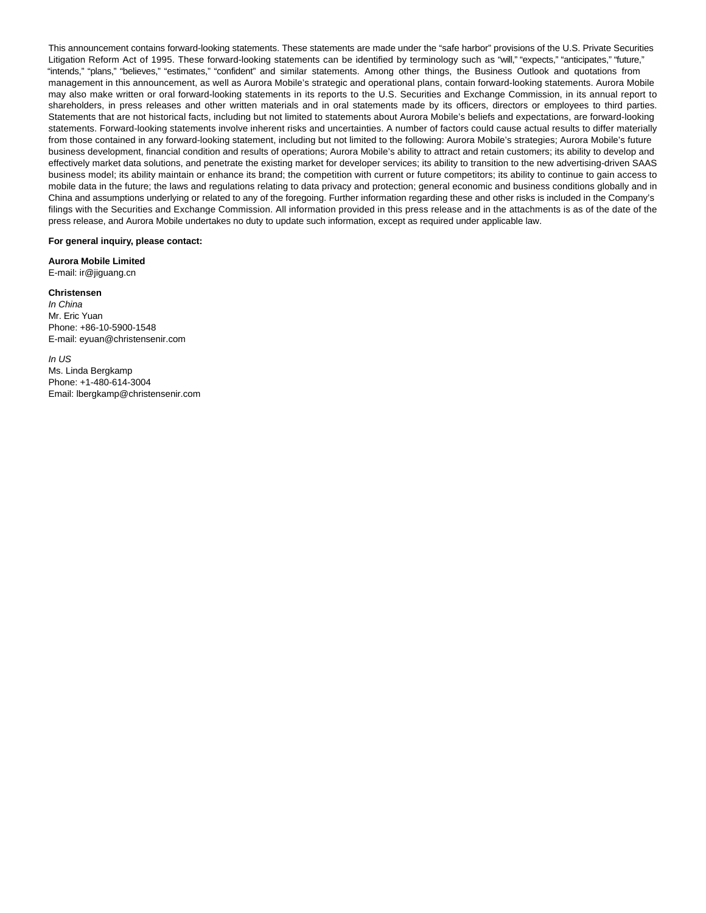This announcement contains forward-looking statements. These statements are made under the "safe harbor" provisions of the U.S. Private Securities Litigation Reform Act of 1995. These forward-looking statements can be identified by terminology such as "will," "expects," "anticipates," "future," "intends," "plans," "believes," "estimates," "confident" and similar statements. Among other things, the Business Outlook and quotations from management in this announcement, as well as Aurora Mobile's strategic and operational plans, contain forward-looking statements. Aurora Mobile may also make written or oral forward-looking statements in its reports to the U.S. Securities and Exchange Commission, in its annual report to shareholders, in press releases and other written materials and in oral statements made by its officers, directors or employees to third parties. Statements that are not historical facts, including but not limited to statements about Aurora Mobile's beliefs and expectations, are forward-looking statements. Forward-looking statements involve inherent risks and uncertainties. A number of factors could cause actual results to differ materially from those contained in any forward-looking statement, including but not limited to the following: Aurora Mobile's strategies; Aurora Mobile's future business development, financial condition and results of operations; Aurora Mobile's ability to attract and retain customers; its ability to develop and effectively market data solutions, and penetrate the existing market for developer services; its ability to transition to the new advertising-driven SAAS business model; its ability maintain or enhance its brand; the competition with current or future competitors; its ability to continue to gain access to mobile data in the future; the laws and regulations relating to data privacy and protection; general economic and business conditions globally and in China and assumptions underlying or related to any of the foregoing. Further information regarding these and other risks is included in the Company's filings with the Securities and Exchange Commission. All information provided in this press release and in the attachments is as of the date of the press release, and Aurora Mobile undertakes no duty to update such information, except as required under applicable law.

**For general inquiry, please contact:**

**Aurora Mobile Limited**
E-mail: ir@jiguang.cn

**Christensen**
*In China*
Mr. Eric Yuan
Phone: +86-10-5900-1548
E-mail: eyuan@christensenir.com

*In US*
Ms. Linda Bergkamp
Phone: +1-480-614-3004
Email: lbergkamp@christensenir.com